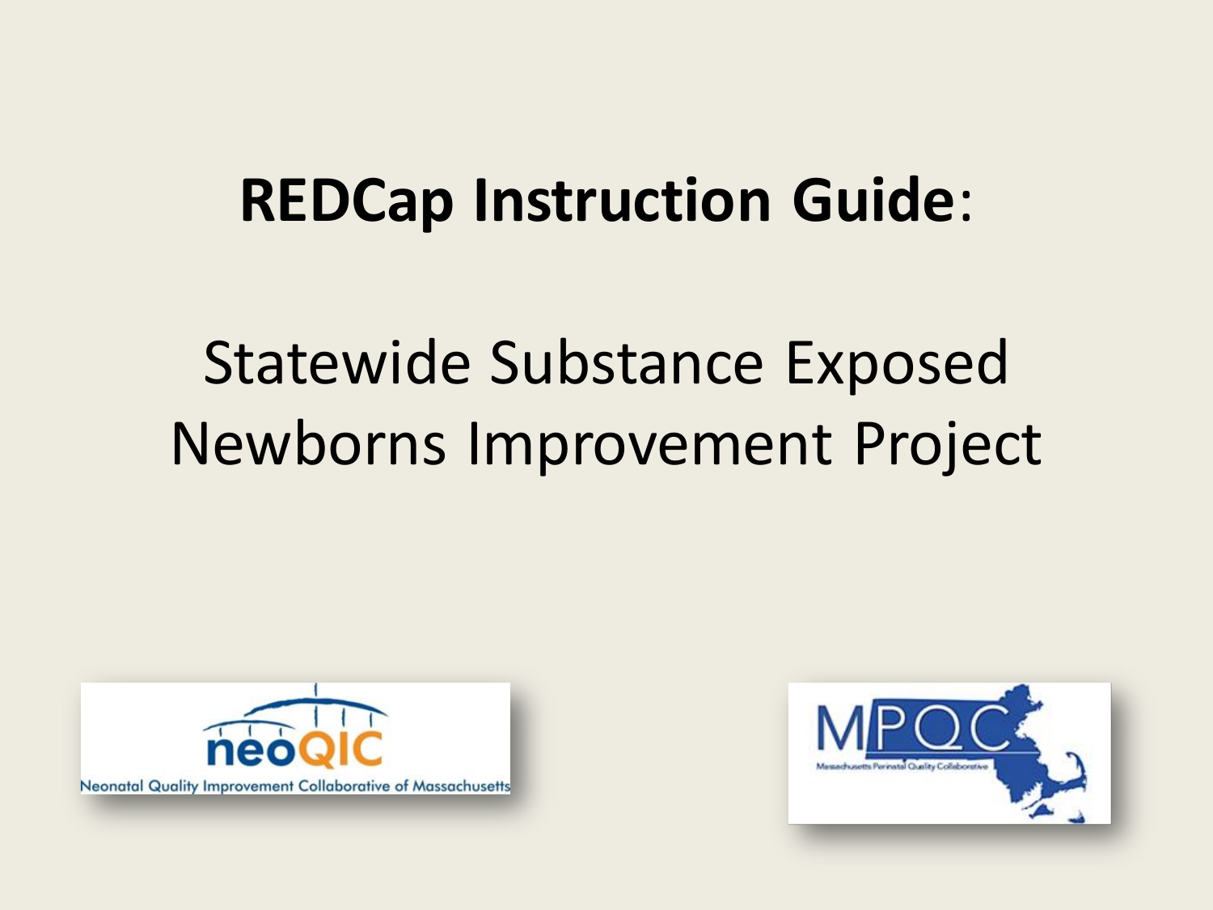# **REDCap Instruction Guide**:

## Statewide Substance Exposed Newborns Improvement Project

neoQIC

Neonatal Quality Improvement Collaborative of Massachusetts

MPQC

Massachusetts Perinatal Quality Collaborative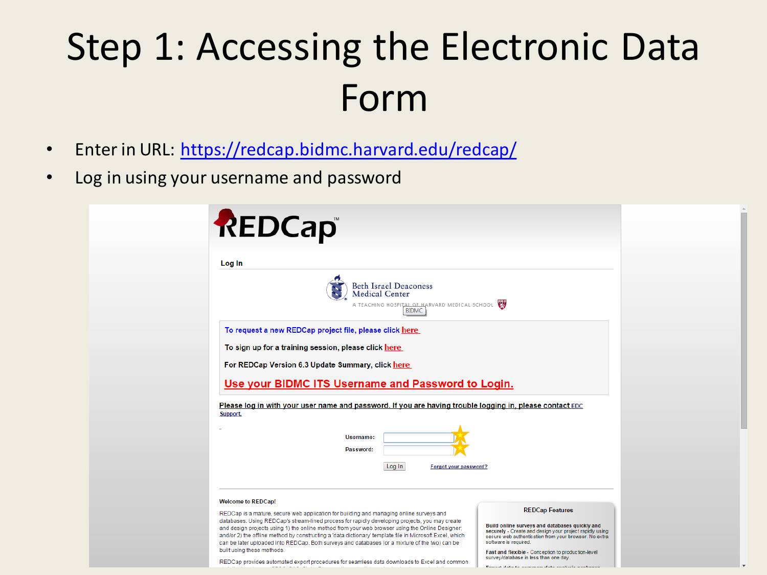# Step 1: Accessing the Electronic Data Form

- Enter in URL: https://redcap.bidmc.harvard.edu/redcap/
- Log in using your username and password

REDCap™

**Log In**

Beth Israel Deaconess Medical Center

A TEACHING HOSPITAL OF HARVARD MEDICAL SCHOOL

BIDMC

To request a new REDCap project file, please click here

To sign up for a training session, please click here

For REDCap Version 6.3 Update Summary, click here

**Use your BIDMC ITS Username and Password to Login.**

Please log in with your user name and password. If you are having trouble logging in, please contact EDC Support.

Username:

Password:

Log In Forgot your password?

**Welcome to REDCap!**

REDCap is a mature, secure web application for building and managing online surveys and databases. Using REDCap's stream-lined process for rapidly developing projects, you may create and design projects using 1) the online method from your web browser using the Online Designer; and/or 2) the offline method by constructing a 'data dictionary' template file in Microsoft Excel, which can be later uploaded into REDCap. Both surveys and databases (or a mixture of the two) can be built using these methods.

REDCap provides automated export procedures for seamless data downloads to Excel and common

**REDCap Features**

**Build online surveys and databases quickly and securely** - Create and design your project rapidly using secure web authentication from your browser. No extra software is required.

**Fast and flexible** - Conception to production-level survey/database in less than one day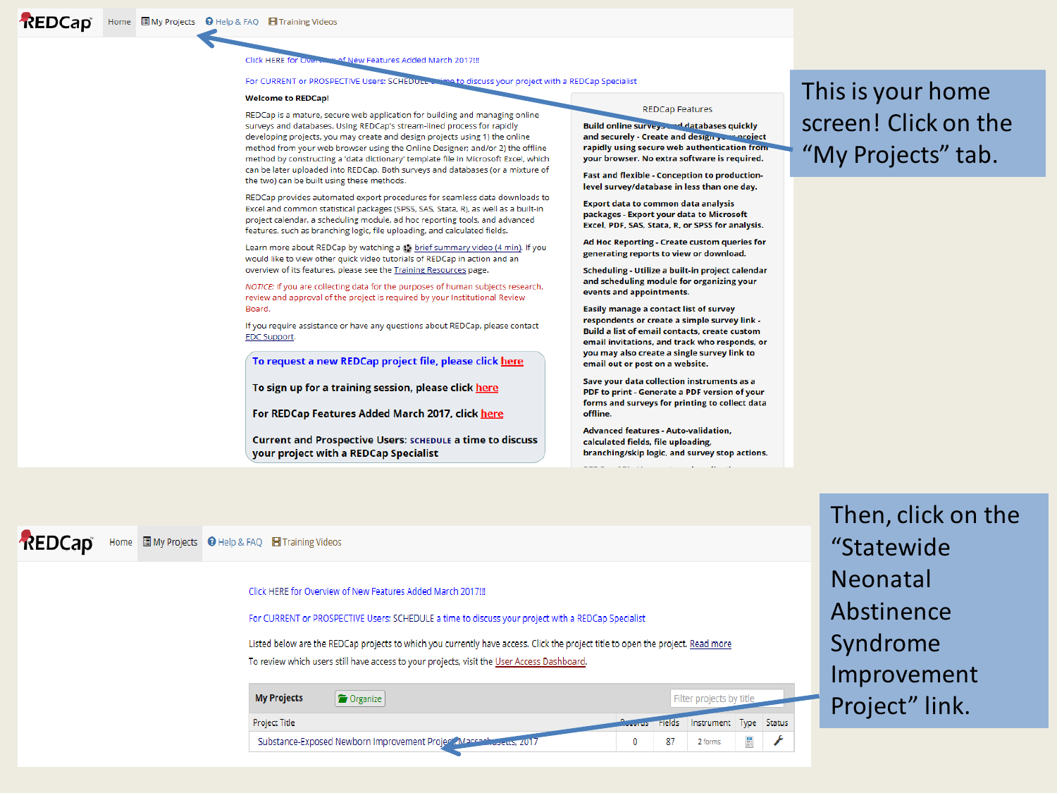REDCap | Home | My Projects | Help & FAQ | Training Videos

Click HERE for Overview of New Features Added March 2017!!!

For CURRENT or PROSPECTIVE Users: SCHEDULE a time to discuss your project with a REDCap Specialist

**Welcome to REDCap!**

REDCap is a mature, secure web application for building and managing online surveys and databases. Using REDCap's stream-lined process for rapidly developing projects, you may create and design projects using 1) the online method from your web browser using the Online Designer; and/or 2) the offline method by constructing a 'data dictionary' template file in Microsoft Excel, which can be later uploaded into REDCap. Both surveys and databases (or a mixture of the two) can be built using these methods.

REDCap provides automated export procedures for seamless data downloads to Excel and common statistical packages (SPSS, SAS, Stata, R), as well as a built-in project calendar, a scheduling module, ad hoc reporting tools, and advanced features, such as branching logic, file uploading, and calculated fields.

Learn more about REDCap by watching a brief summary video (4 min). If you would like to view other quick video tutorials of REDCap in action and an overview of its features, please see the Training Resources page.

*NOTICE:* If you are collecting data for the purposes of human subjects research, review and approval of the project is required by your Institutional Review Board.

If you require assistance or have any questions about REDCap, please contact EDC Support.

**To request a new REDCap project file, please click here**

**To sign up for a training session, please click here**

**For REDCap Features Added March 2017, click here**

**Current and Prospective Users: SCHEDULE a time to discuss your project with a REDCap Specialist**

REDCap Features

**Build online surveys and databases quickly and securely** - Create and design your project rapidly using secure web authentication from your browser. No extra software is required.

**Fast and flexible** - Conception to production-level survey/database in less than one day.

**Export data to common data analysis packages** - Export your data to Microsoft Excel, PDF, SAS, Stata, R, or SPSS for analysis.

**Ad Hoc Reporting** - Create custom queries for generating reports to view or download.

**Scheduling** - Utilize a built-in project calendar and scheduling module for organizing your events and appointments.

**Easily manage a contact list of survey respondents or create a simple survey link** - Build a list of email contacts, create custom email invitations, and track who responds, or you may also create a single survey link to email out or post on a website.

**Save your data collection instruments as a PDF to print** - Generate a PDF version of your forms and surveys for printing to collect data offline.

**Advanced features** - Auto-validation, calculated fields, file uploading, branching/skip logic, and survey stop actions.

This is your home screen! Click on the "My Projects" tab.

REDCap | Home | My Projects | Help & FAQ | Training Videos

Click HERE for Overview of New Features Added March 2017!!!

For CURRENT or PROSPECTIVE Users: SCHEDULE a time to discuss your project with a REDCap Specialist

Listed below are the REDCap projects to which you currently have access. Click the project title to open the project. Read more

To review which users still have access to your projects, visit the User Access Dashboard.

**My Projects** | Organize | Filter projects by title

| Project Title | Records | Fields | Instrument | Type | Status |
|---|---|---|---|---|---|
| Substance-Exposed Newborn Improvement Project Massachusetts, 2017 | 0 | 87 | 2 forms | | |

Then, click on the "Statewide Neonatal Abstinence Syndrome Improvement Project" link.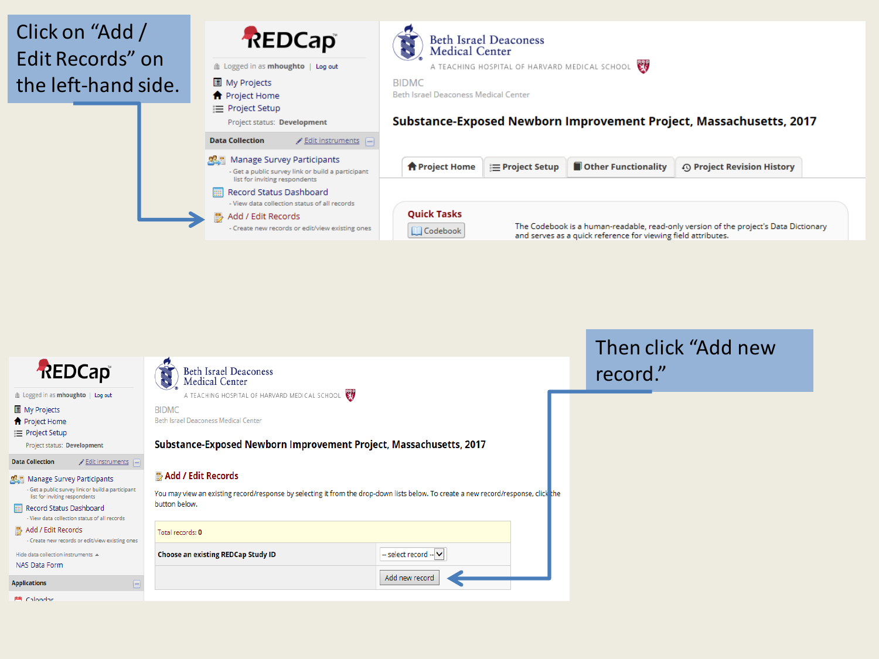Click on “Add / Edit Records” on the left-hand side.

REDCap

Logged in as mhoughto | Log out

My Projects
Project Home
Project Setup
Project status: Development

Data Collection — Edit instruments

Manage Survey Participants
- Get a public survey link or build a participant list for inviting respondents

Record Status Dashboard
- View data collection status of all records

Add / Edit Records
- Create new records or edit/view existing ones

Beth Israel Deaconess Medical Center
A TEACHING HOSPITAL OF HARVARD MEDICAL SCHOOL

BIDMC
Beth Israel Deaconess Medical Center

**Substance-Exposed Newborn Improvement Project, Massachusetts, 2017**

Project Home | Project Setup | Other Functionality | Project Revision History

**Quick Tasks**

Codebook — The Codebook is a human-readable, read-only version of the project's Data Dictionary and serves as a quick reference for viewing field attributes.

Then click “Add new record.”

REDCap

Logged in as mhoughto | Log out

My Projects
Project Home
Project Setup
Project status: Development

Data Collection — Edit instruments

Manage Survey Participants
- Get a public survey link or build a participant list for inviting respondents

Record Status Dashboard
- View data collection status of all records

Add / Edit Records
- Create new records or edit/view existing ones

Hide data collection instruments

NAS Data Form

Applications

Calendar

Beth Israel Deaconess Medical Center
A TEACHING HOSPITAL OF HARVARD MEDICAL SCHOOL

BIDMC
Beth Israel Deaconess Medical Center

**Substance-Exposed Newborn Improvement Project, Massachusetts, 2017**

**Add / Edit Records**

You may view an existing record/response by selecting it from the drop-down lists below. To create a new record/response, click the button below.

| Total records: 0 | |
|---|---|
| Choose an existing REDCap Study ID | -- select record -- |
| | Add new record |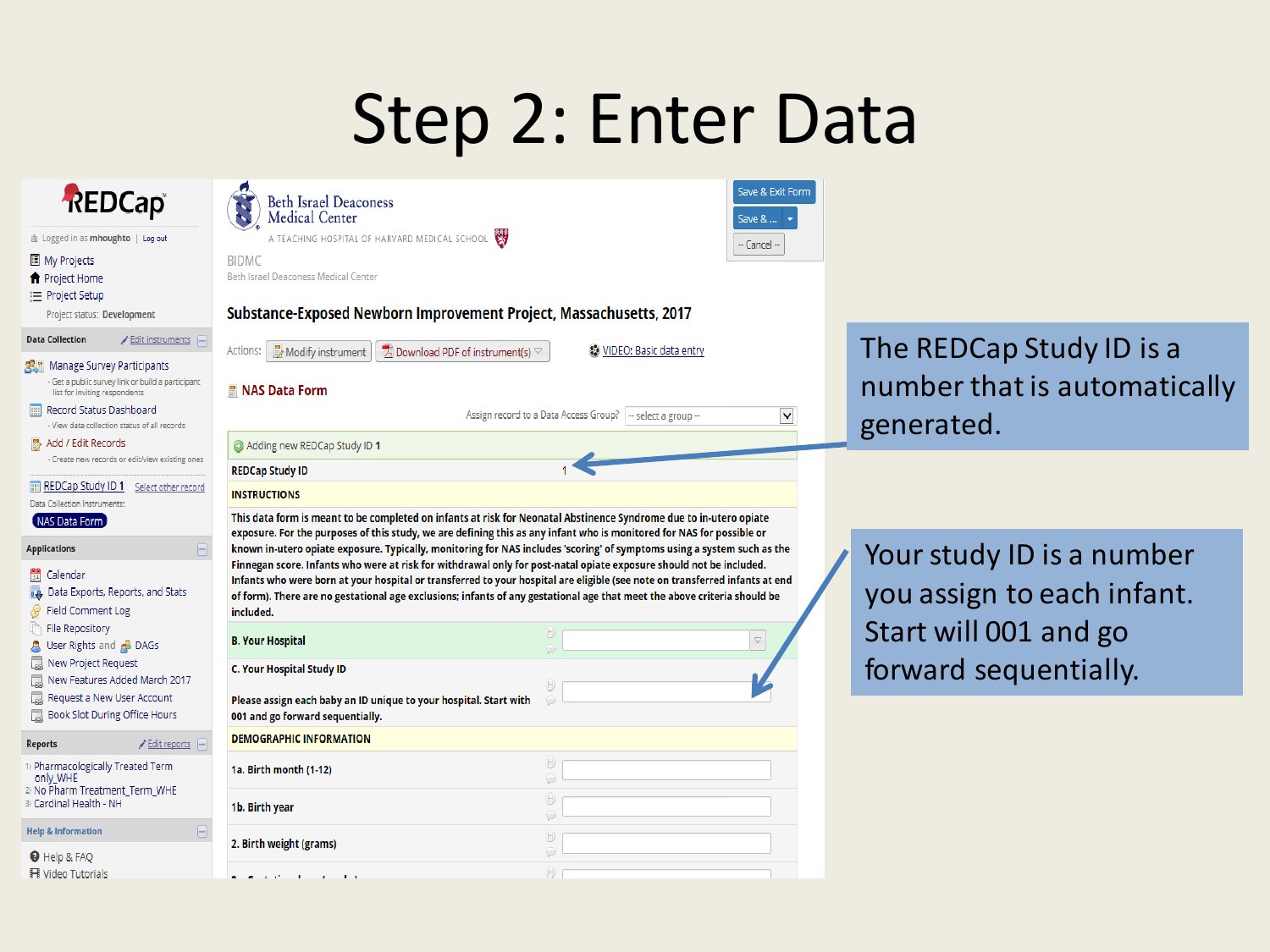# Step 2: Enter Data

REDCap

Logged in as mhoughto | Log out

- My Projects
- Project Home
- Project Setup

Project status: Development

**Data Collection** Edit instruments

- Manage Survey Participants
  - Get a public survey link or build a participant list for inviting respondents
- Record Status Dashboard
  - View data collection status of all records
- Add / Edit Records
  - Create new records or edit/view existing ones

REDCap Study ID 1 Select other record

Data Collection Instruments:

NAS Data Form

**Applications**

- Calendar
- Data Exports, Reports, and Stats
- Field Comment Log
- File Repository
- User Rights and DAGs
- New Project Request
- New Features Added March 2017
- Request a New User Account
- Book Slot During Office Hours

**Reports** Edit reports

1) Pharmacologically Treated Term only_WHE
2) No Pharm Treatment_Term_WHE
3) Cardinal Health - NH

**Help & Information**

- Help & FAQ
- Video Tutorials

Beth Israel Deaconess Medical Center
A TEACHING HOSPITAL OF HARVARD MEDICAL SCHOOL

BIDMC
Beth Israel Deaconess Medical Center

Save & Exit Form | Save & ... | -- Cancel --

**Substance-Exposed Newborn Improvement Project, Massachusetts, 2017**

Actions: Modify instrument | Download PDF of instrument(s) | VIDEO: Basic data entry

**NAS Data Form**

Assign record to a Data Access Group? -- select a group --

Adding new REDCap Study ID 1

**REDCap Study ID** 1

**INSTRUCTIONS**

This data form is meant to be completed on infants at risk for Neonatal Abstinence Syndrome due to in-utero opiate exposure. For the purposes of this study, we are defining this as any infant who is monitored for NAS for possible or known in-utero opiate exposure. Typically, monitoring for NAS includes 'scoring' of symptoms using a system such as the Finnegan score. Infants who were at risk for withdrawal only for post-natal opiate exposure should not be included. Infants who were born at your hospital or transferred to your hospital are eligible (see note on transferred infants at end of form). There are no gestational age exclusions; infants of any gestational age that meet the above criteria should be included.

**B. Your Hospital**

**C. Your Hospital Study ID**

Please assign each baby an ID unique to your hospital. Start with 001 and go forward sequentially.

**DEMOGRAPHIC INFORMATION**

1a. Birth month (1-12)

1b. Birth year

2. Birth weight (grams)

The REDCap Study ID is a number that is automatically generated.

Your study ID is a number you assign to each infant. Start will 001 and go forward sequentially.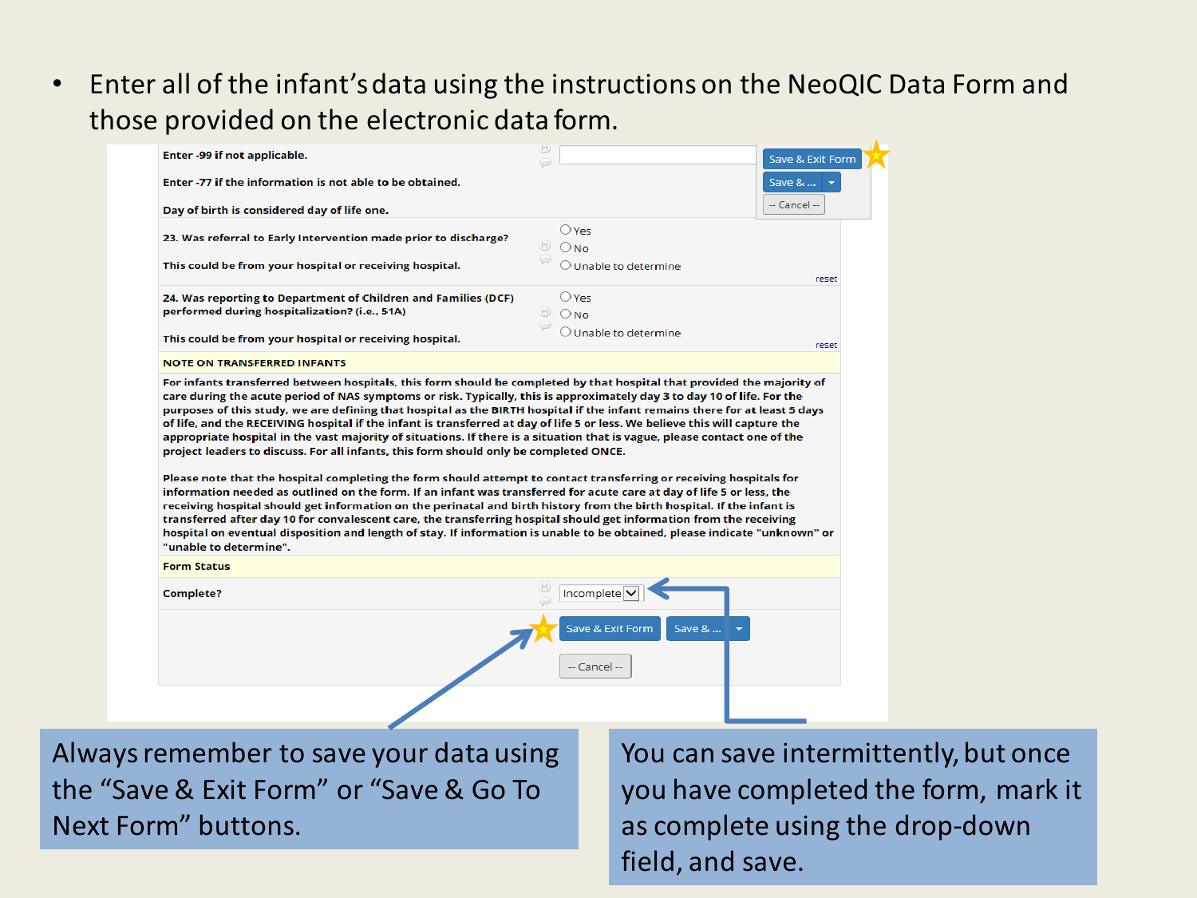- Enter all of the infant's data using the instructions on the NeoQIC Data Form and those provided on the electronic data form.

Enter -99 if not applicable.

Enter -77 if the information is not able to be obtained.

Day of birth is considered day of life one.

Save & Exit Form

Save & ...

-- Cancel --

23. Was referral to Early Intervention made prior to discharge?

This could be from your hospital or receiving hospital.

- Yes
- No
- Unable to determine

reset

24. Was reporting to Department of Children and Families (DCF) performed during hospitalization? (i.e., 51A)

This could be from your hospital or receiving hospital.

- Yes
- No
- Unable to determine

reset

**NOTE ON TRANSFERRED INFANTS**

For infants transferred between hospitals, this form should be completed by that hospital that provided the majority of care during the acute period of NAS symptoms or risk. Typically, this is approximately day 3 to day 10 of life. For the purposes of this study, we are defining that hospital as the BIRTH hospital if the infant remains there for at least 5 days of life, and the RECEIVING hospital if the infant is transferred at day of life 5 or less. We believe this will capture the appropriate hospital in the vast majority of situations. If there is a situation that is vague, please contact one of the project leaders to discuss. For all infants, this form should only be completed ONCE.

Please note that the hospital completing the form should attempt to contact transferring or receiving hospitals for information needed as outlined on the form. If an infant was transferred for acute care at day of life 5 or less, the receiving hospital should get information on the perinatal and birth history from the birth hospital. If the infant is transferred after day 10 for convalescent care, the transferring hospital should get information from the receiving hospital on eventual disposition and length of stay. If information is unable to be obtained, please indicate "unknown" or "unable to determine".

**Form Status**

Complete? Incomplete

Save & Exit Form | Save & ...

-- Cancel --

Always remember to save your data using the "Save & Exit Form" or "Save & Go To Next Form" buttons.

You can save intermittently, but once you have completed the form, mark it as complete using the drop-down field, and save.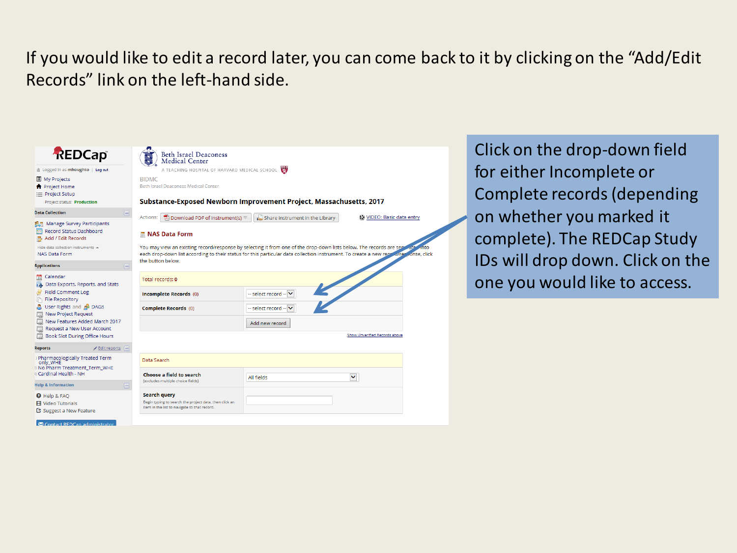If you would like to edit a record later, you can come back to it by clicking on the "Add/Edit Records" link on the left-hand side.

Click on the drop-down field for either Incomplete or Complete records (depending on whether you marked it complete). The REDCap Study IDs will drop down. Click on the one you would like to access.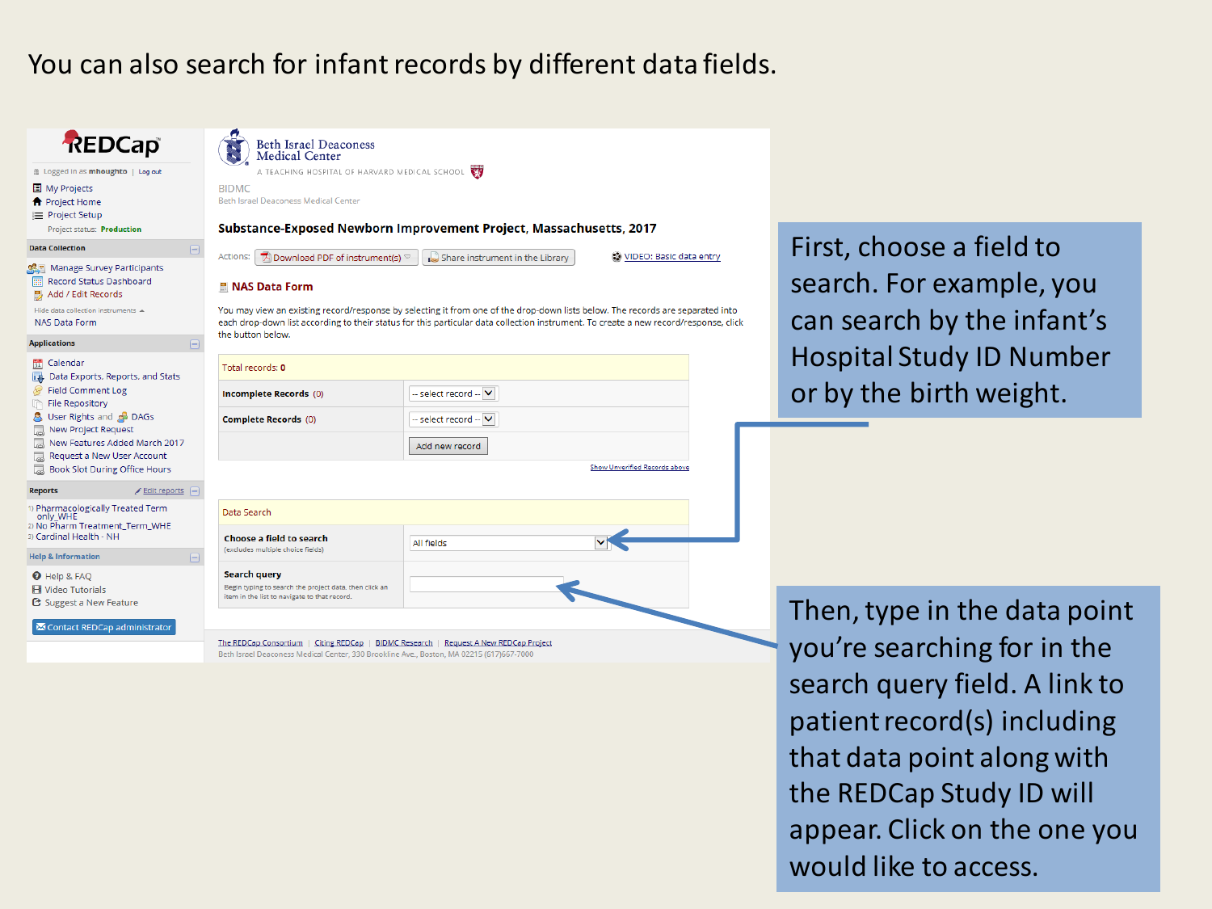# You can also search for infant records by different data fields.

REDCap

Logged in as mhoughto | Log out

- My Projects
- Project Home
- Project Setup

Project status: Production

**Data Collection**

- Manage Survey Participants
- Record Status Dashboard
- Add / Edit Records

Hide data collection instruments

NAS Data Form

**Applications**

- Calendar
- Data Exports, Reports, and Stats
- Field Comment Log
- File Repository
- User Rights and DAGs
- New Project Request
- New Features Added March 2017
- Request a New User Account
- Book Slot During Office Hours

**Reports** Edit reports

1) Pharmacologically Treated Term only_WHE
2) No Pharm Treatment_Term_WHE
3) Cardinal Health - NH

**Help & Information**

- Help & FAQ
- Video Tutorials
- Suggest a New Feature

Contact REDCap administrator

Beth Israel Deaconess Medical Center

A TEACHING HOSPITAL OF HARVARD MEDICAL SCHOOL

BIDMC

Beth Israel Deaconess Medical Center

**Substance-Exposed Newborn Improvement Project, Massachusetts, 2017**

Actions: Download PDF of instrument(s) | Share instrument in the Library | VIDEO: Basic data entry

**NAS Data Form**

You may view an existing record/response by selecting it from one of the drop-down lists below. The records are separated into each drop-down list according to their status for this particular data collection instrument. To create a new record/response, click the button below.

| Total records: 0 | |
|---|---|
| **Incomplete Records** (0) | -- select record -- |
| **Complete Records** (0) | -- select record -- |
| | Add new record |

Show Unverified Records above

| Data Search | |
|---|---|
| **Choose a field to search** (excludes multiple choice fields) | All fields |
| **Search query** Begin typing to search the project data, then click an item in the list to navigate to that record. | |

The REDCap Consortium | Citing REDCap | BIDMC Research | Request A New REDCap Project

Beth Israel Deaconess Medical Center, 330 Brookline Ave., Boston, MA 02215 (617)667-7000

First, choose a field to search. For example, you can search by the infant's Hospital Study ID Number or by the birth weight.

Then, type in the data point you're searching for in the search query field. A link to patient record(s) including that data point along with the REDCap Study ID will appear. Click on the one you would like to access.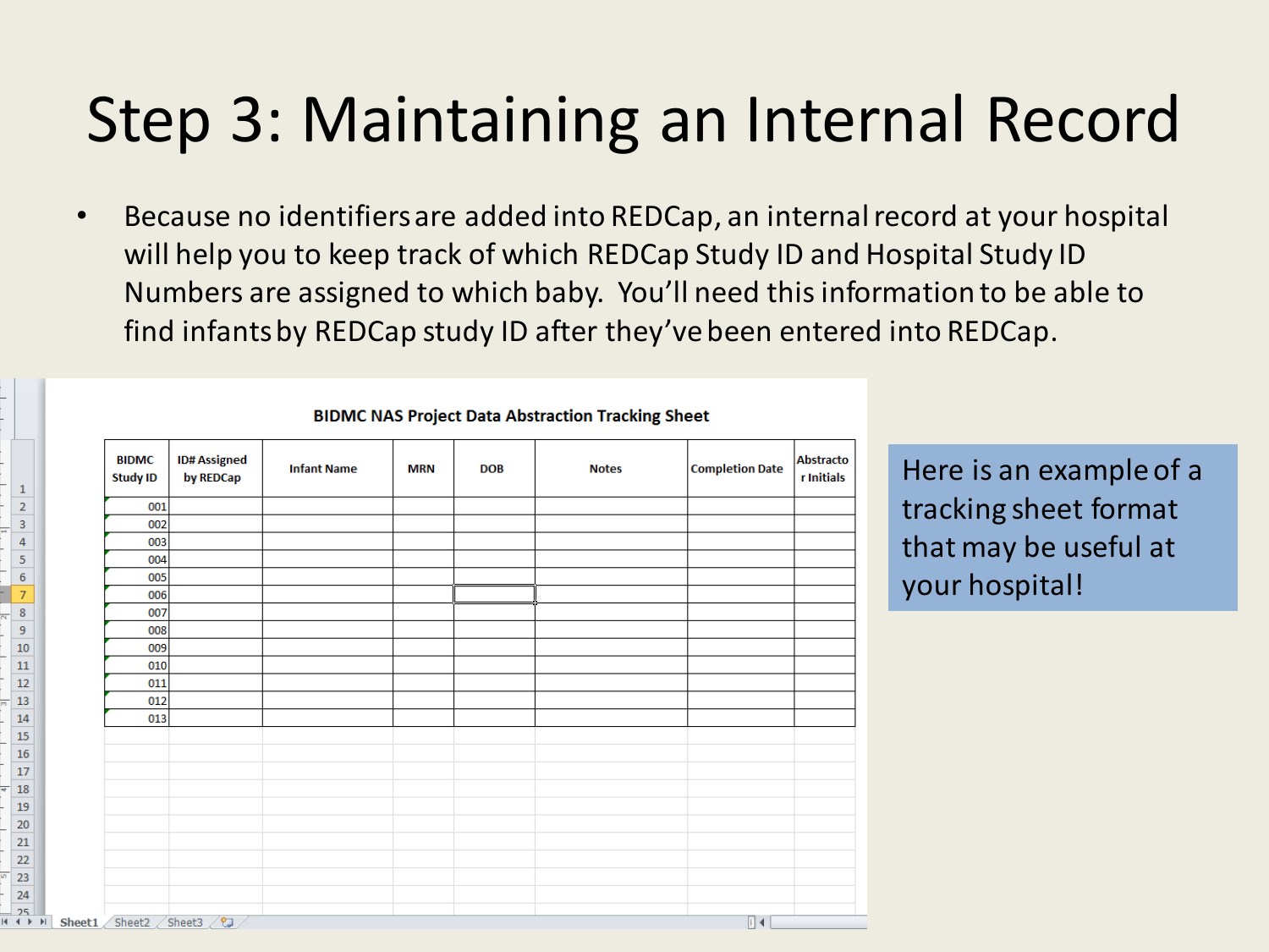# Step 3: Maintaining an Internal Record

- Because no identifiers are added into REDCap, an internal record at your hospital will help you to keep track of which REDCap Study ID and Hospital Study ID Numbers are assigned to which baby. You'll need this information to be able to find infants by REDCap study ID after they've been entered into REDCap.

**BIDMC NAS Project Data Abstraction Tracking Sheet**

| BIDMC Study ID | ID# Assigned by REDCap | Infant Name | MRN | DOB | Notes | Completion Date | Abstractor Initials |
|---|---|---|---|---|---|---|---|
| 001 | | | | | | | |
| 002 | | | | | | | |
| 003 | | | | | | | |
| 004 | | | | | | | |
| 005 | | | | | | | |
| 006 | | | | | | | |
| 007 | | | | | | | |
| 008 | | | | | | | |
| 009 | | | | | | | |
| 010 | | | | | | | |
| 011 | | | | | | | |
| 012 | | | | | | | |
| 013 | | | | | | | |

Here is an example of a tracking sheet format that may be useful at your hospital!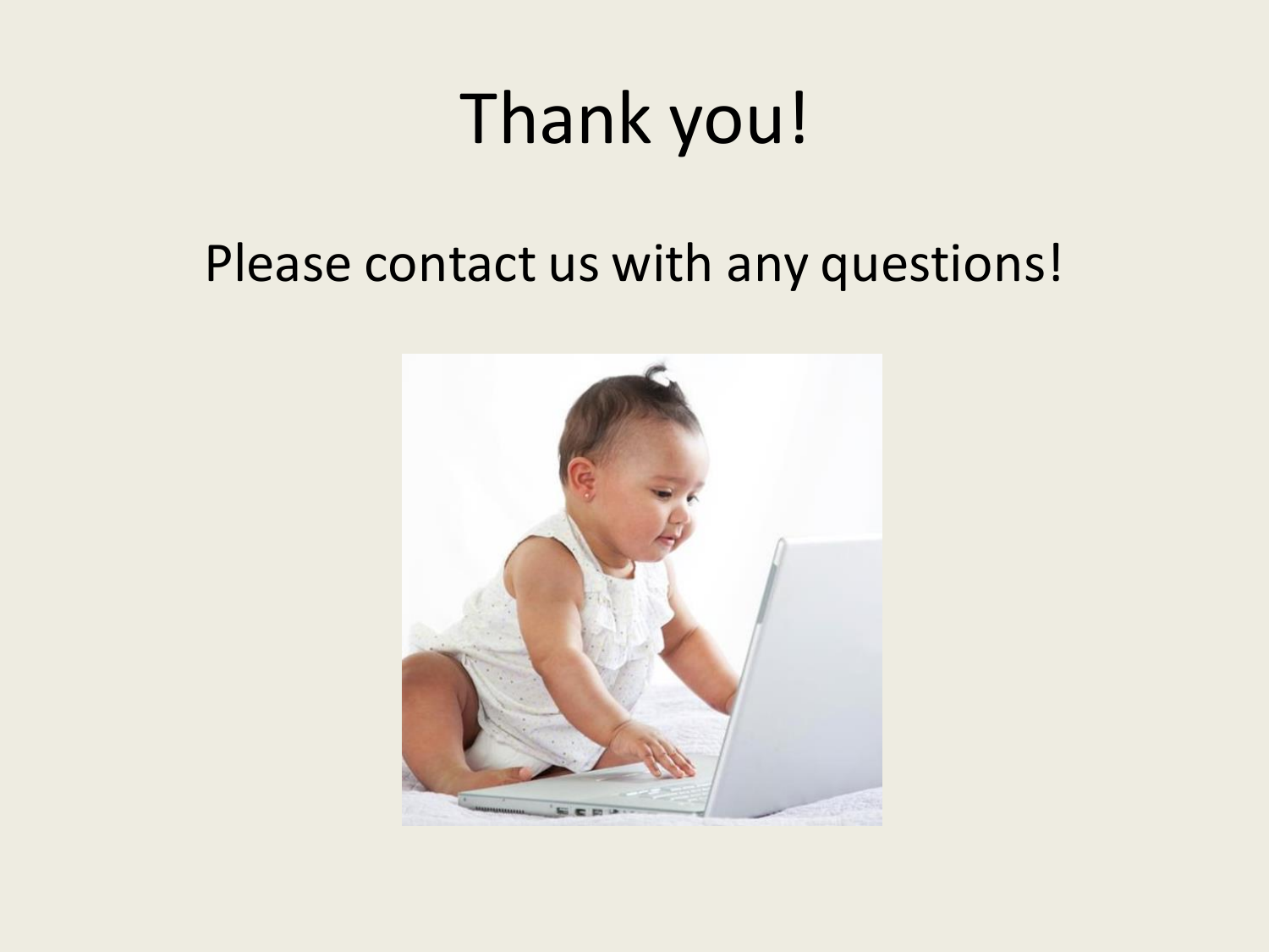# Thank you!

Please contact us with any questions!